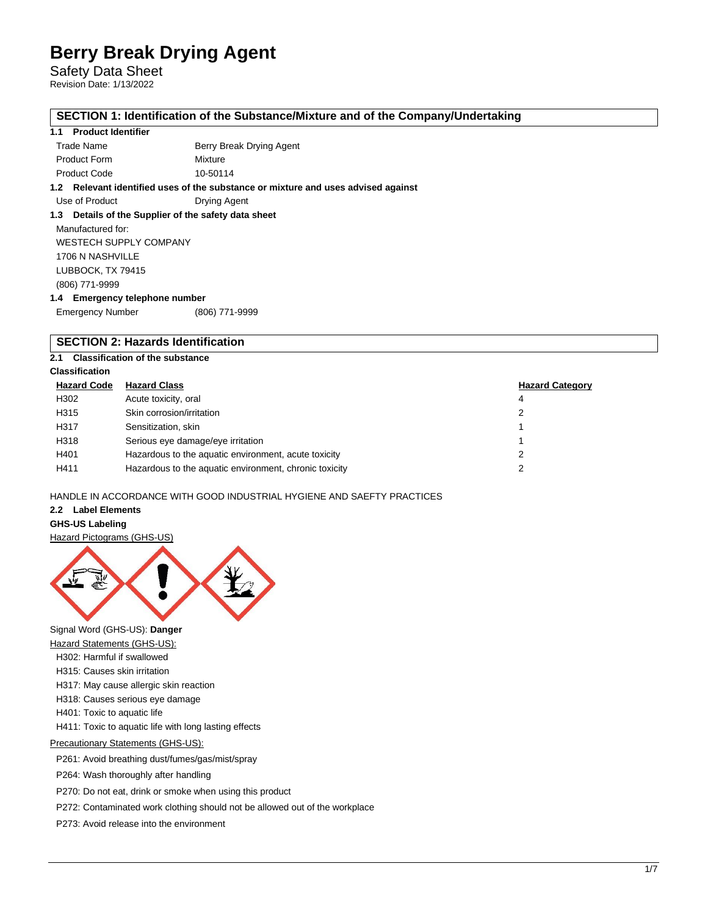# Berry Break Drying Agent

Safety Data Sheet

Revision Date: 1/13/2022

## SECTION 1: Identification of the Substance/Mixture and of the Company/Undertaking

### 1.1 Product Identifier

| | |
|---|---|
| Trade Name | Berry Break Drying Agent |
| Product Form | Mixture |
| Product Code | 10-50114 |

### 1.2 Relevant identified uses of the substance or mixture and uses advised against

| | |
|---|---|
| Use of Product | Drying Agent |

### 1.3 Details of the Supplier of the safety data sheet

Manufactured for:

WESTECH SUPPLY COMPANY

1706 N NASHVILLE

LUBBOCK, TX 79415

(806) 771-9999

### 1.4 Emergency telephone number

| | |
|---|---|
| Emergency Number | (806) 771-9999 |

## SECTION 2: Hazards Identification

### 2.1 Classification of the substance

**Classification**

| Hazard Code | Hazard Class | Hazard Category |
|---|---|---|
| H302 | Acute toxicity, oral | 4 |
| H315 | Skin corrosion/irritation | 2 |
| H317 | Sensitization, skin | 1 |
| H318 | Serious eye damage/eye irritation | 1 |
| H401 | Hazardous to the aquatic environment, acute toxicity | 2 |
| H411 | Hazardous to the aquatic environment, chronic toxicity | 2 |

HANDLE IN ACCORDANCE WITH GOOD INDUSTRIAL HYGIENE AND SAEFTY PRACTICES

### 2.2 Label Elements

**GHS-US Labeling**

Hazard Pictograms (GHS-US)

Signal Word (GHS-US): **Danger**

Hazard Statements (GHS-US):

- H302: Harmful if swallowed
- H315: Causes skin irritation
- H317: May cause allergic skin reaction
- H318: Causes serious eye damage
- H401: Toxic to aquatic life
- H411: Toxic to aquatic life with long lasting effects

Precautionary Statements (GHS-US):

- P261: Avoid breathing dust/fumes/gas/mist/spray
- P264: Wash thoroughly after handling
- P270: Do not eat, drink or smoke when using this product
- P272: Contaminated work clothing should not be allowed out of the workplace
- P273: Avoid release into the environment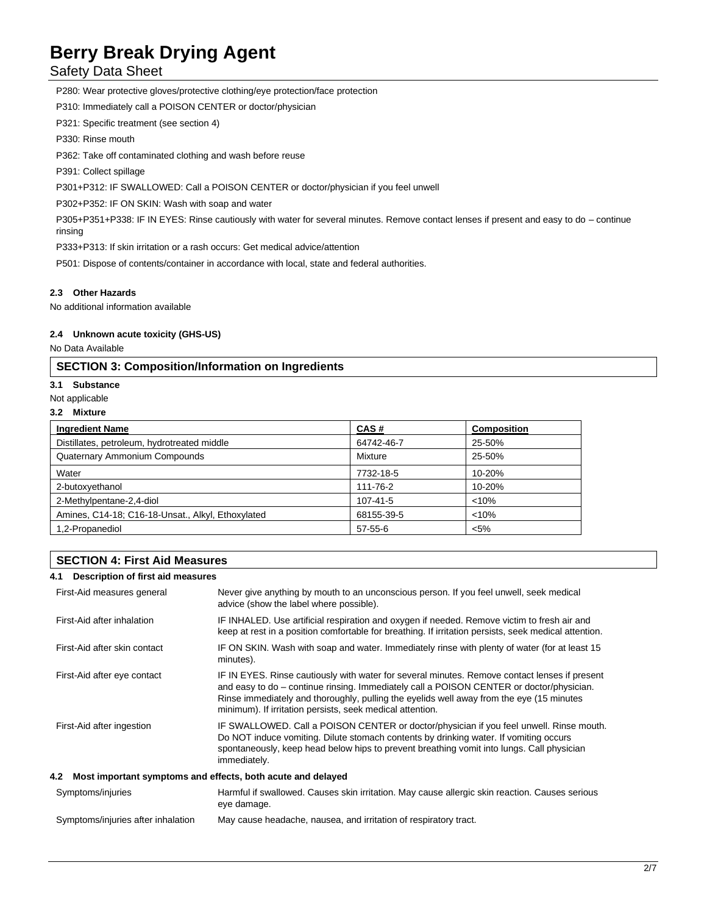P280: Wear protective gloves/protective clothing/eye protection/face protection

P310: Immediately call a POISON CENTER or doctor/physician

P321: Specific treatment (see section 4)

P330: Rinse mouth

P362: Take off contaminated clothing and wash before reuse

P391: Collect spillage

P301+P312: IF SWALLOWED: Call a POISON CENTER or doctor/physician if you feel unwell

P302+P352: IF ON SKIN: Wash with soap and water

P305+P351+P338: IF IN EYES: Rinse cautiously with water for several minutes. Remove contact lenses if present and easy to do – continue rinsing

P333+P313: If skin irritation or a rash occurs: Get medical advice/attention

P501: Dispose of contents/container in accordance with local, state and federal authorities.

**2.3 Other Hazards**

No additional information available

**2.4 Unknown acute toxicity (GHS-US)**

No Data Available

## SECTION 3: Composition/Information on Ingredients

**3.1 Substance**

Not applicable

**3.2 Mixture**

| Ingredient Name | CAS # | Composition |
|---|---|---|
| Distillates, petroleum, hydrotreated middle | 64742-46-7 | 25-50% |
| Quaternary Ammonium Compounds | Mixture | 25-50% |
| Water | 7732-18-5 | 10-20% |
| 2-butoxyethanol | 111-76-2 | 10-20% |
| 2-Methylpentane-2,4-diol | 107-41-5 | <10% |
| Amines, C14-18; C16-18-Unsat., Alkyl, Ethoxylated | 68155-39-5 | <10% |
| 1,2-Propanediol | 57-55-6 | <5% |

## SECTION 4: First Aid Measures

**4.1 Description of first aid measures**

| | |
|---|---|
| First-Aid measures general | Never give anything by mouth to an unconscious person. If you feel unwell, seek medical advice (show the label where possible). |
| First-Aid after inhalation | IF INHALED. Use artificial respiration and oxygen if needed. Remove victim to fresh air and keep at rest in a position comfortable for breathing. If irritation persists, seek medical attention. |
| First-Aid after skin contact | IF ON SKIN. Wash with soap and water. Immediately rinse with plenty of water (for at least 15 minutes). |
| First-Aid after eye contact | IF IN EYES. Rinse cautiously with water for several minutes. Remove contact lenses if present and easy to do – continue rinsing. Immediately call a POISON CENTER or doctor/physician. Rinse immediately and thoroughly, pulling the eyelids well away from the eye (15 minutes minimum). If irritation persists, seek medical attention. |
| First-Aid after ingestion | IF SWALLOWED. Call a POISON CENTER or doctor/physician if you feel unwell. Rinse mouth. Do NOT induce vomiting. Dilute stomach contents by drinking water. If vomiting occurs spontaneously, keep head below hips to prevent breathing vomit into lungs. Call physician immediately. |

**4.2 Most important symptoms and effects, both acute and delayed**

| | |
|---|---|
| Symptoms/injuries | Harmful if swallowed. Causes skin irritation. May cause allergic skin reaction. Causes serious eye damage. |
| Symptoms/injuries after inhalation | May cause headache, nausea, and irritation of respiratory tract. |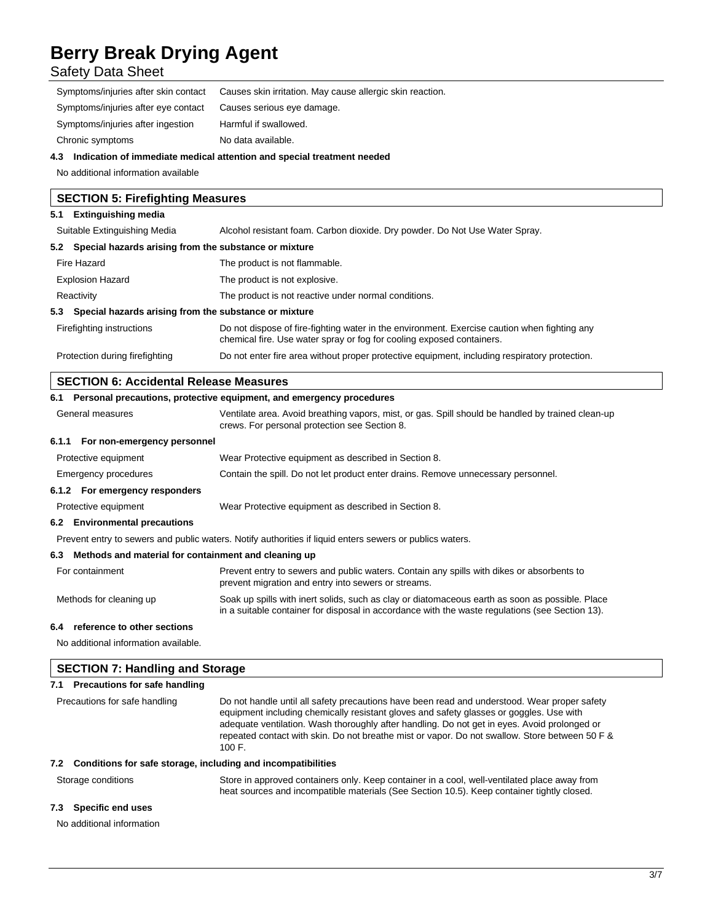| | |
|---|---|
| Symptoms/injuries after skin contact | Causes skin irritation. May cause allergic skin reaction. |
| Symptoms/injuries after eye contact | Causes serious eye damage. |
| Symptoms/injuries after ingestion | Harmful if swallowed. |
| Chronic symptoms | No data available. |

**4.3 Indication of immediate medical attention and special treatment needed**

No additional information available

## SECTION 5: Firefighting Measures

**5.1 Extinguishing media**

| | |
|---|---|
| Suitable Extinguishing Media | Alcohol resistant foam. Carbon dioxide. Dry powder. Do Not Use Water Spray. |

**5.2 Special hazards arising from the substance or mixture**

| | |
|---|---|
| Fire Hazard | The product is not flammable. |
| Explosion Hazard | The product is not explosive. |
| Reactivity | The product is not reactive under normal conditions. |

**5.3 Special hazards arising from the substance or mixture**

| | |
|---|---|
| Firefighting instructions | Do not dispose of fire-fighting water in the environment. Exercise caution when fighting any chemical fire. Use water spray or fog for cooling exposed containers. |
| Protection during firefighting | Do not enter fire area without proper protective equipment, including respiratory protection. |

## SECTION 6: Accidental Release Measures

**6.1 Personal precautions, protective equipment, and emergency procedures**

| | |
|---|---|
| General measures | Ventilate area. Avoid breathing vapors, mist, or gas. Spill should be handled by trained clean-up crews. For personal protection see Section 8. |

**6.1.1 For non-emergency personnel**

| | |
|---|---|
| Protective equipment | Wear Protective equipment as described in Section 8. |
| Emergency procedures | Contain the spill. Do not let product enter drains. Remove unnecessary personnel. |

**6.1.2 For emergency responders**

| | |
|---|---|
| Protective equipment | Wear Protective equipment as described in Section 8. |

**6.2 Environmental precautions**

Prevent entry to sewers and public waters. Notify authorities if liquid enters sewers or publics waters.

**6.3 Methods and material for containment and cleaning up**

| | |
|---|---|
| For containment | Prevent entry to sewers and public waters. Contain any spills with dikes or absorbents to prevent migration and entry into sewers or streams. |
| Methods for cleaning up | Soak up spills with inert solids, such as clay or diatomaceous earth as soon as possible. Place in a suitable container for disposal in accordance with the waste regulations (see Section 13). |

**6.4 reference to other sections**

No additional information available.

## SECTION 7: Handling and Storage

**7.1 Precautions for safe handling**

| | |
|---|---|
| Precautions for safe handling | Do not handle until all safety precautions have been read and understood. Wear proper safety equipment including chemically resistant gloves and safety glasses or goggles. Use with adequate ventilation. Wash thoroughly after handling. Do not get in eyes. Avoid prolonged or repeated contact with skin. Do not breathe mist or vapor. Do not swallow. Store between 50 F & 100 F. |

**7.2 Conditions for safe storage, including and incompatibilities**

| | |
|---|---|
| Storage conditions | Store in approved containers only. Keep container in a cool, well-ventilated place away from heat sources and incompatible materials (See Section 10.5). Keep container tightly closed. |

**7.3 Specific end uses**

No additional information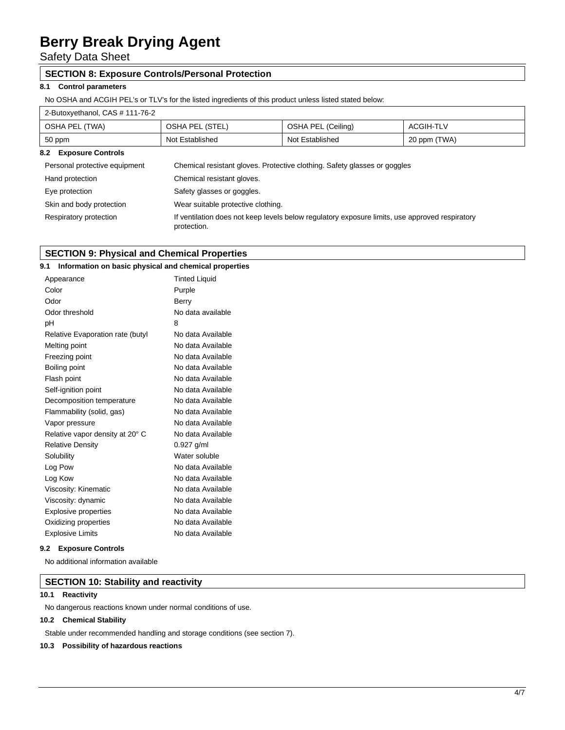## SECTION 8: Exposure Controls/Personal Protection

### 8.1 Control parameters

No OSHA and ACGIH PEL's or TLV's for the listed ingredients of this product unless listed stated below:

| 2-Butoxyethanol, CAS # 111-76-2 | | | |
|---|---|---|---|
| OSHA PEL (TWA) | OSHA PEL (STEL) | OSHA PEL (Ceiling) | ACGIH-TLV |
| 50 ppm | Not Established | Not Established | 20 ppm (TWA) |

### 8.2 Exposure Controls

| | |
|---|---|
| Personal protective equipment | Chemical resistant gloves. Protective clothing. Safety glasses or goggles |
| Hand protection | Chemical resistant gloves. |
| Eye protection | Safety glasses or goggles. |
| Skin and body protection | Wear suitable protective clothing. |
| Respiratory protection | If ventilation does not keep levels below regulatory exposure limits, use approved respiratory protection. |

## SECTION 9: Physical and Chemical Properties

### 9.1 Information on basic physical and chemical properties

| | |
|---|---|
| Appearance | Tinted Liquid |
| Color | Purple |
| Odor | Berry |
| Odor threshold | No data available |
| pH | 8 |
| Relative Evaporation rate (butyl | No data Available |
| Melting point | No data Available |
| Freezing point | No data Available |
| Boiling point | No data Available |
| Flash point | No data Available |
| Self-ignition point | No data Available |
| Decomposition temperature | No data Available |
| Flammability (solid, gas) | No data Available |
| Vapor pressure | No data Available |
| Relative vapor density at 20° C | No data Available |
| Relative Density | 0.927 g/ml |
| Solubility | Water soluble |
| Log Pow | No data Available |
| Log Kow | No data Available |
| Viscosity: Kinematic | No data Available |
| Viscosity: dynamic | No data Available |
| Explosive properties | No data Available |
| Oxidizing properties | No data Available |
| Explosive Limits | No data Available |

### 9.2 Exposure Controls

No additional information available

## SECTION 10: Stability and reactivity

### 10.1 Reactivity

No dangerous reactions known under normal conditions of use.

### 10.2 Chemical Stability

Stable under recommended handling and storage conditions (see section 7).

### 10.3 Possibility of hazardous reactions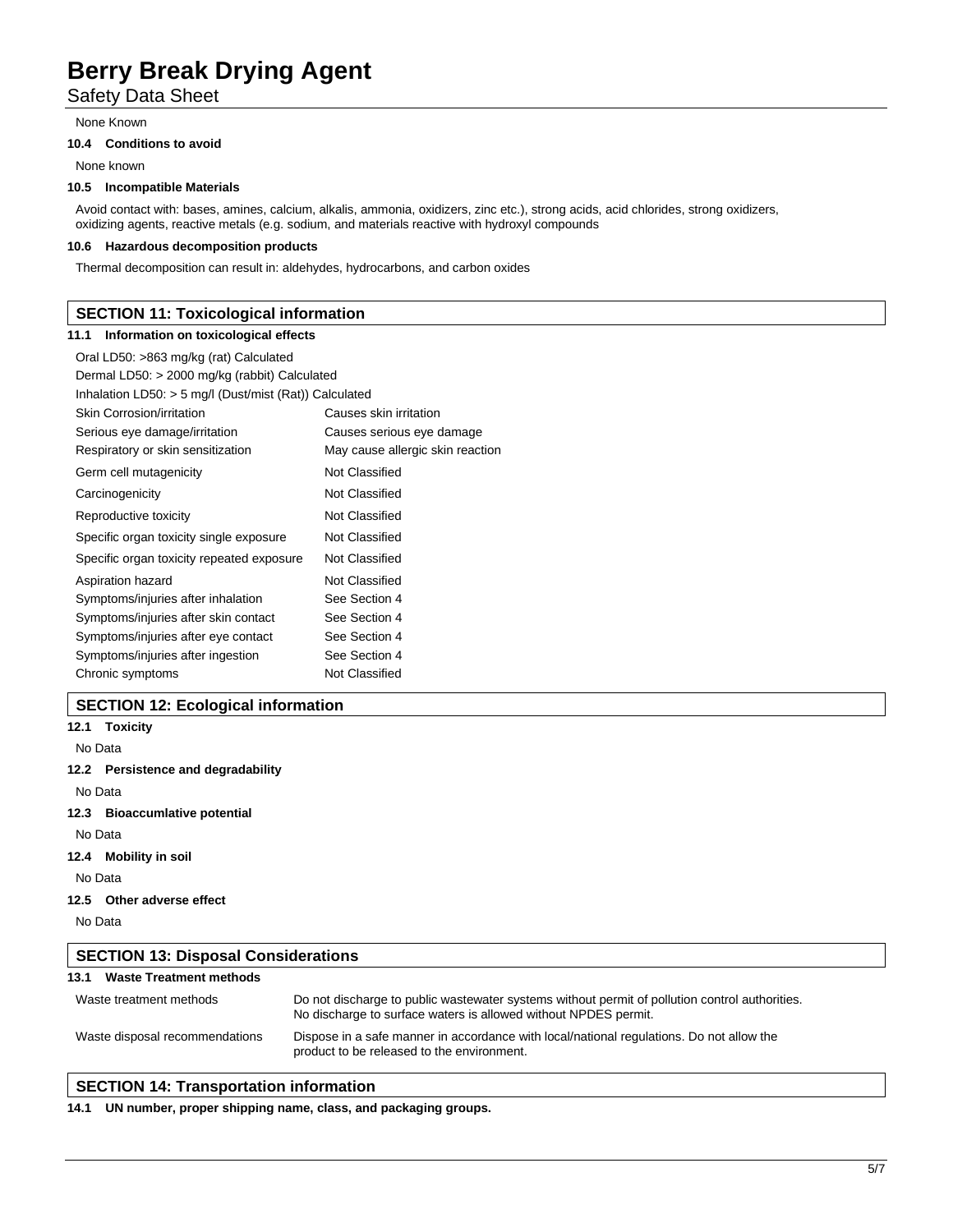None Known

**10.4 Conditions to avoid**

None known

**10.5 Incompatible Materials**

Avoid contact with: bases, amines, calcium, alkalis, ammonia, oxidizers, zinc etc.), strong acids, acid chlorides, strong oxidizers, oxidizing agents, reactive metals (e.g. sodium, and materials reactive with hydroxyl compounds

**10.6 Hazardous decomposition products**

Thermal decomposition can result in: aldehydes, hydrocarbons, and carbon oxides

## SECTION 11: Toxicological information

**11.1 Information on toxicological effects**

Oral LD50: >863 mg/kg (rat) Calculated
Dermal LD50: > 2000 mg/kg (rabbit) Calculated
Inhalation LD50: > 5 mg/l (Dust/mist (Rat)) Calculated

| | |
|---|---|
| Skin Corrosion/irritation | Causes skin irritation |
| Serious eye damage/irritation | Causes serious eye damage |
| Respiratory or skin sensitization | May cause allergic skin reaction |
| Germ cell mutagenicity | Not Classified |
| Carcinogenicity | Not Classified |
| Reproductive toxicity | Not Classified |
| Specific organ toxicity single exposure | Not Classified |
| Specific organ toxicity repeated exposure | Not Classified |
| Aspiration hazard | Not Classified |
| Symptoms/injuries after inhalation | See Section 4 |
| Symptoms/injuries after skin contact | See Section 4 |
| Symptoms/injuries after eye contact | See Section 4 |
| Symptoms/injuries after ingestion | See Section 4 |
| Chronic symptoms | Not Classified |

## SECTION 12: Ecological information

**12.1 Toxicity**

No Data

**12.2 Persistence and degradability**

No Data

**12.3 Bioaccumlative potential**

No Data

**12.4 Mobility in soil**

No Data

**12.5 Other adverse effect**

No Data

## SECTION 13: Disposal Considerations

**13.1 Waste Treatment methods**

| | |
|---|---|
| Waste treatment methods | Do not discharge to public wastewater systems without permit of pollution control authorities. No discharge to surface waters is allowed without NPDES permit. |
| Waste disposal recommendations | Dispose in a safe manner in accordance with local/national regulations. Do not allow the product to be released to the environment. |

## SECTION 14: Transportation information

**14.1 UN number, proper shipping name, class, and packaging groups.**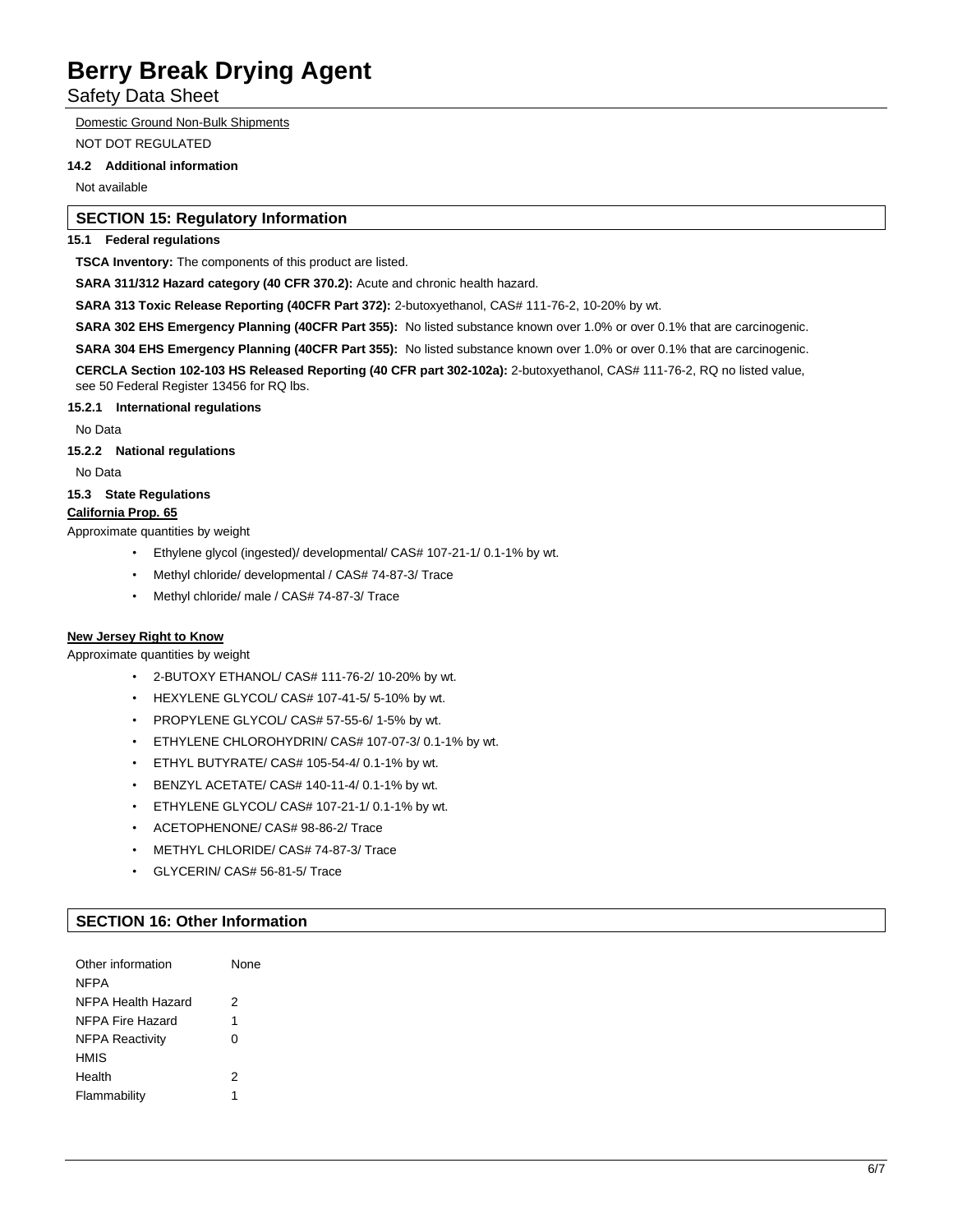Domestic Ground Non-Bulk Shipments

NOT DOT REGULATED

**14.2 Additional information**

Not available

## SECTION 15: Regulatory Information

**15.1 Federal regulations**

**TSCA Inventory:** The components of this product are listed.

**SARA 311/312 Hazard category (40 CFR 370.2):** Acute and chronic health hazard.

**SARA 313 Toxic Release Reporting (40CFR Part 372):** 2-butoxyethanol, CAS# 111-76-2, 10-20% by wt.

**SARA 302 EHS Emergency Planning (40CFR Part 355):** No listed substance known over 1.0% or over 0.1% that are carcinogenic.

**SARA 304 EHS Emergency Planning (40CFR Part 355):** No listed substance known over 1.0% or over 0.1% that are carcinogenic.

**CERCLA Section 102-103 HS Released Reporting (40 CFR part 302-102a):** 2-butoxyethanol, CAS# 111-76-2, RQ no listed value, see 50 Federal Register 13456 for RQ lbs.

**15.2.1 International regulations**

No Data

**15.2.2 National regulations**

No Data

**15.3 State Regulations**

**California Prop. 65**

Approximate quantities by weight

- Ethylene glycol (ingested)/ developmental/ CAS# 107-21-1/ 0.1-1% by wt.
- Methyl chloride/ developmental / CAS# 74-87-3/ Trace
- Methyl chloride/ male / CAS# 74-87-3/ Trace

**New Jersey Right to Know**

Approximate quantities by weight

- 2-BUTOXY ETHANOL/ CAS# 111-76-2/ 10-20% by wt.
- HEXYLENE GLYCOL/ CAS# 107-41-5/ 5-10% by wt.
- PROPYLENE GLYCOL/ CAS# 57-55-6/ 1-5% by wt.
- ETHYLENE CHLOROHYDRIN/ CAS# 107-07-3/ 0.1-1% by wt.
- ETHYL BUTYRATE/ CAS# 105-54-4/ 0.1-1% by wt.
- BENZYL ACETATE/ CAS# 140-11-4/ 0.1-1% by wt.
- ETHYLENE GLYCOL/ CAS# 107-21-1/ 0.1-1% by wt.
- ACETOPHENONE/ CAS# 98-86-2/ Trace
- METHYL CHLORIDE/ CAS# 74-87-3/ Trace
- GLYCERIN/ CAS# 56-81-5/ Trace

## SECTION 16: Other Information

| | |
|---|---|
| Other information | None |
| NFPA | |
| NFPA Health Hazard | 2 |
| NFPA Fire Hazard | 1 |
| NFPA Reactivity | 0 |
| HMIS | |
| Health | 2 |
| Flammability | 1 |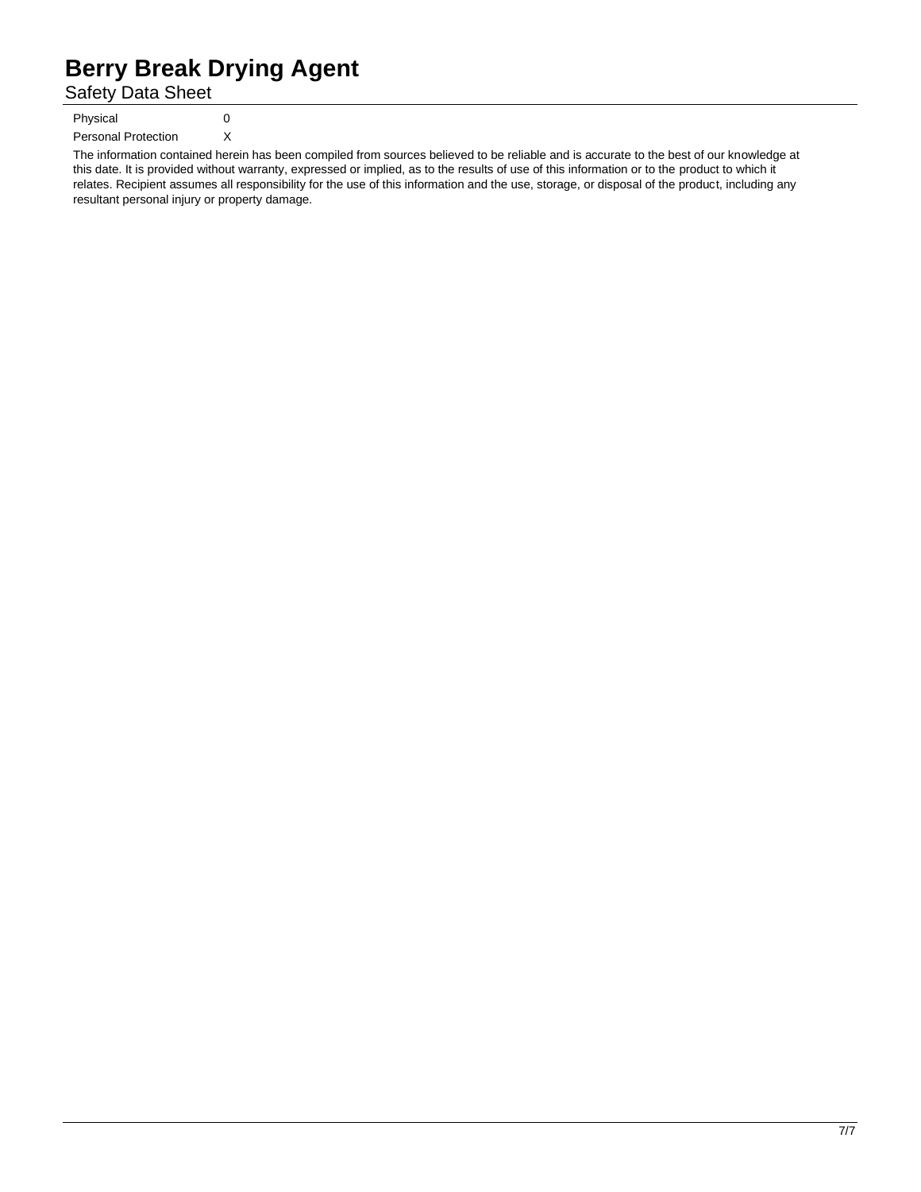| | |
|---|---|
| Physical | 0 |
| Personal Protection | X |

The information contained herein has been compiled from sources believed to be reliable and is accurate to the best of our knowledge at this date. It is provided without warranty, expressed or implied, as to the results of use of this information or to the product to which it relates. Recipient assumes all responsibility for the use of this information and the use, storage, or disposal of the product, including any resultant personal injury or property damage.